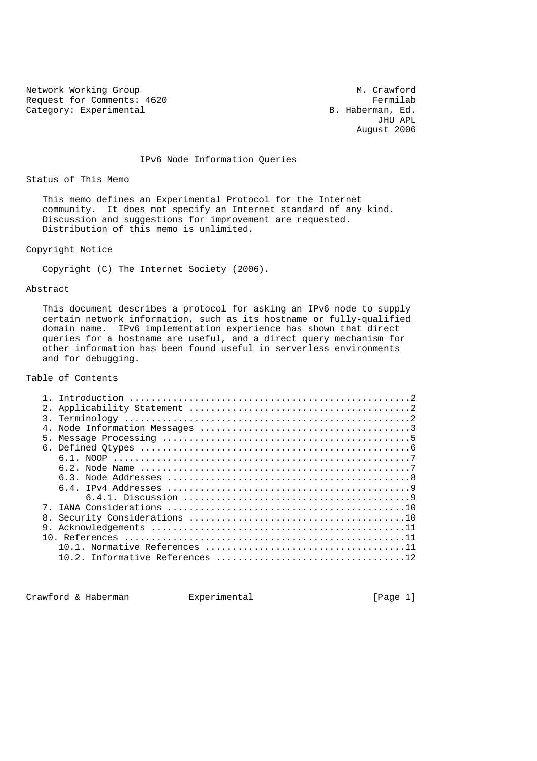Network Working Group M. Crawford
Request for Comments: 4620 Fermilab
Category: Experimental B. Haberman, Ed.
JHU APL
August 2006

# IPv6 Node Information Queries

## Status of This Memo

This memo defines an Experimental Protocol for the Internet community. It does not specify an Internet standard of any kind. Discussion and suggestions for improvement are requested. Distribution of this memo is unlimited.

## Copyright Notice

Copyright (C) The Internet Society (2006).

## Abstract

This document describes a protocol for asking an IPv6 node to supply certain network information, such as its hostname or fully-qualified domain name. IPv6 implementation experience has shown that direct queries for a hostname are useful, and a direct query mechanism for other information has been found useful in serverless environments and for debugging.

## Table of Contents

```
   1. Introduction ....................................................2
   2. Applicability Statement .........................................2
   3. Terminology .....................................................2
   4. Node Information Messages .......................................3
   5. Message Processing ..............................................5
   6. Defined Qtypes ..................................................6
      6.1. NOOP .......................................................7
      6.2. Node Name ..................................................7
      6.3. Node Addresses .............................................8
      6.4. IPv4 Addresses .............................................9
           6.4.1. Discussion ..........................................9
   7. IANA Considerations ............................................10
   8. Security Considerations ........................................10
   9. Acknowledgements ...............................................11
   10. References ....................................................11
      10.1. Normative References .....................................11
      10.2. Informative References ...................................12
```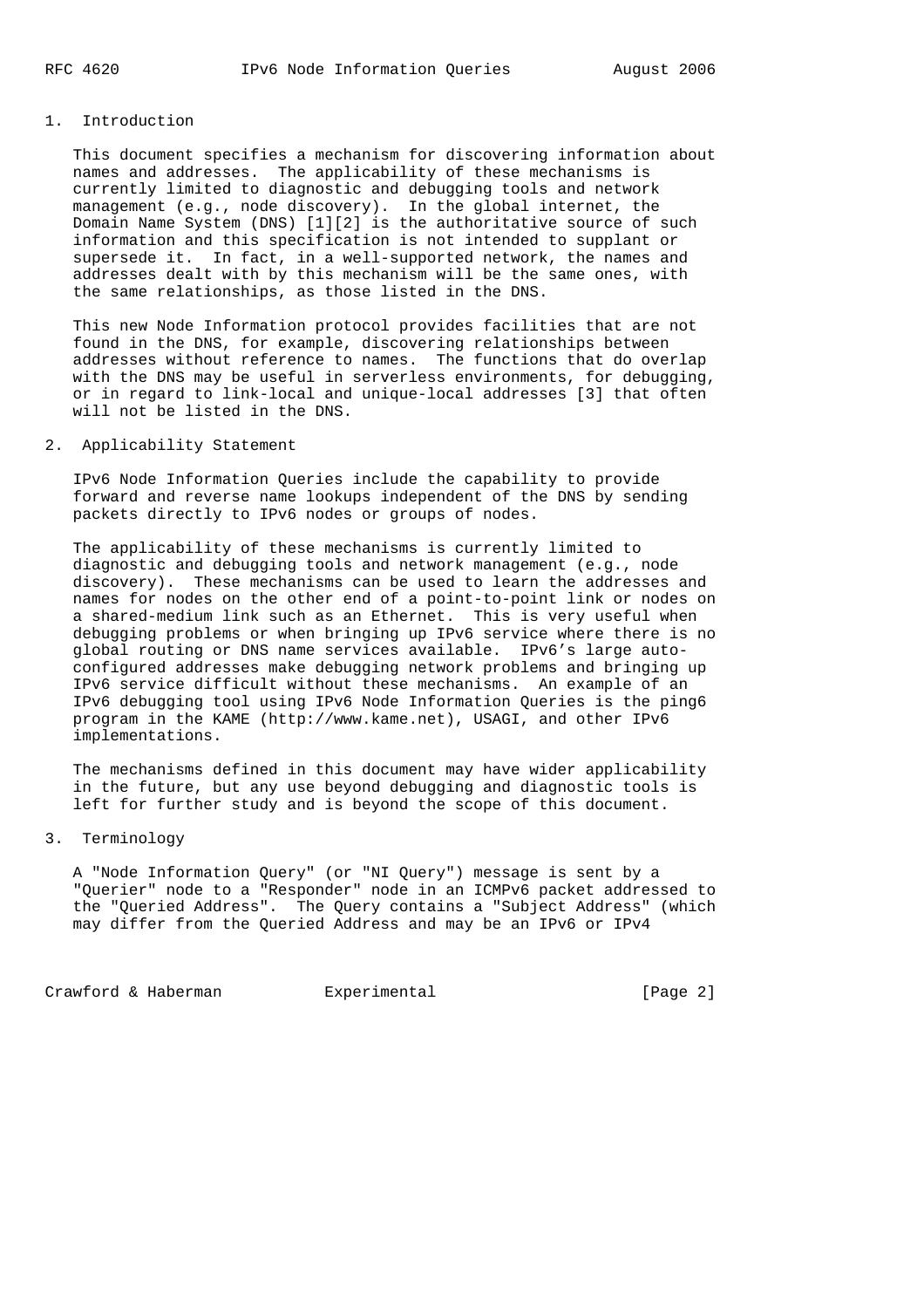# 1. Introduction

This document specifies a mechanism for discovering information about names and addresses. The applicability of these mechanisms is currently limited to diagnostic and debugging tools and network management (e.g., node discovery). In the global internet, the Domain Name System (DNS) [1][2] is the authoritative source of such information and this specification is not intended to supplant or supersede it. In fact, in a well-supported network, the names and addresses dealt with by this mechanism will be the same ones, with the same relationships, as those listed in the DNS.

This new Node Information protocol provides facilities that are not found in the DNS, for example, discovering relationships between addresses without reference to names. The functions that do overlap with the DNS may be useful in serverless environments, for debugging, or in regard to link-local and unique-local addresses [3] that often will not be listed in the DNS.

# 2. Applicability Statement

IPv6 Node Information Queries include the capability to provide forward and reverse name lookups independent of the DNS by sending packets directly to IPv6 nodes or groups of nodes.

The applicability of these mechanisms is currently limited to diagnostic and debugging tools and network management (e.g., node discovery). These mechanisms can be used to learn the addresses and names for nodes on the other end of a point-to-point link or nodes on a shared-medium link such as an Ethernet. This is very useful when debugging problems or when bringing up IPv6 service where there is no global routing or DNS name services available. IPv6's large auto-configured addresses make debugging network problems and bringing up IPv6 service difficult without these mechanisms. An example of an IPv6 debugging tool using IPv6 Node Information Queries is the ping6 program in the KAME (http://www.kame.net), USAGI, and other IPv6 implementations.

The mechanisms defined in this document may have wider applicability in the future, but any use beyond debugging and diagnostic tools is left for further study and is beyond the scope of this document.

# 3. Terminology

A "Node Information Query" (or "NI Query") message is sent by a "Querier" node to a "Responder" node in an ICMPv6 packet addressed to the "Queried Address". The Query contains a "Subject Address" (which may differ from the Queried Address and may be an IPv6 or IPv4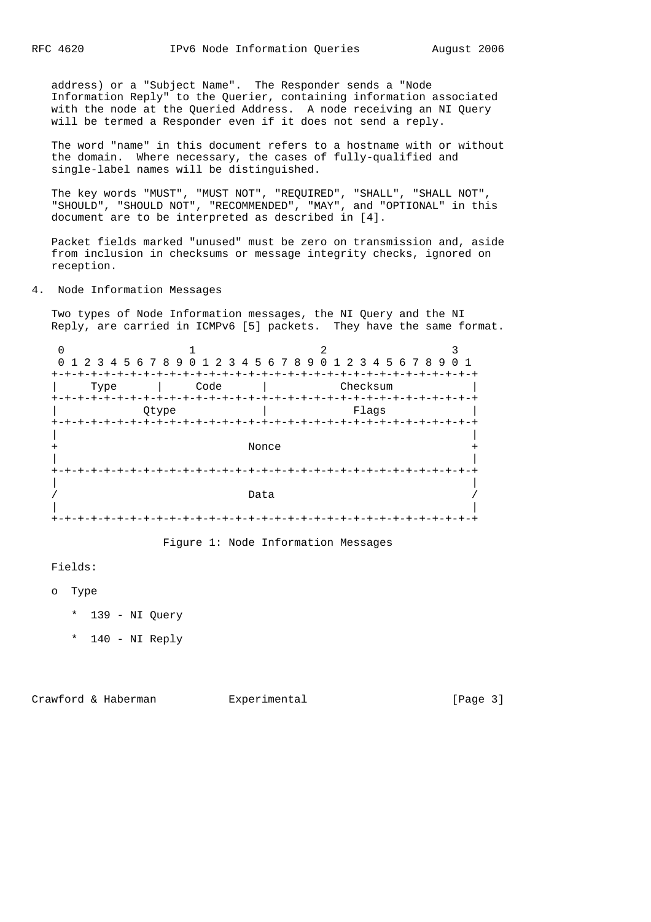address) or a "Subject Name". The Responder sends a "Node Information Reply" to the Querier, containing information associated with the node at the Queried Address. A node receiving an NI Query will be termed a Responder even if it does not send a reply.

The word "name" in this document refers to a hostname with or without the domain. Where necessary, the cases of fully-qualified and single-label names will be distinguished.

The key words "MUST", "MUST NOT", "REQUIRED", "SHALL", "SHALL NOT", "SHOULD", "SHOULD NOT", "RECOMMENDED", "MAY", and "OPTIONAL" in this document are to be interpreted as described in [4].

Packet fields marked "unused" must be zero on transmission and, aside from inclusion in checksums or message integrity checks, ignored on reception.

## 4. Node Information Messages

Two types of Node Information messages, the NI Query and the NI Reply, are carried in ICMPv6 [5] packets. They have the same format.

```
 0                   1                   2                   3
 0 1 2 3 4 5 6 7 8 9 0 1 2 3 4 5 6 7 8 9 0 1 2 3 4 5 6 7 8 9 0 1
+-+-+-+-+-+-+-+-+-+-+-+-+-+-+-+-+-+-+-+-+-+-+-+-+-+-+-+-+-+-+-+-+
|     Type      |     Code      |           Checksum            |
+-+-+-+-+-+-+-+-+-+-+-+-+-+-+-+-+-+-+-+-+-+-+-+-+-+-+-+-+-+-+-+-+
|            Qtype              |             Flags             |
+-+-+-+-+-+-+-+-+-+-+-+-+-+-+-+-+-+-+-+-+-+-+-+-+-+-+-+-+-+-+-+-+
|                                                               |
+                             Nonce                             +
|                                                               |
+-+-+-+-+-+-+-+-+-+-+-+-+-+-+-+-+-+-+-+-+-+-+-+-+-+-+-+-+-+-+-+-+
|                                                               |
/                             Data                              /
|                                                               |
+-+-+-+-+-+-+-+-+-+-+-+-+-+-+-+-+-+-+-+-+-+-+-+-+-+-+-+-+-+-+-+-+
```

Figure 1: Node Information Messages

Fields:

- Type
  - 139 - NI Query
  - 140 - NI Reply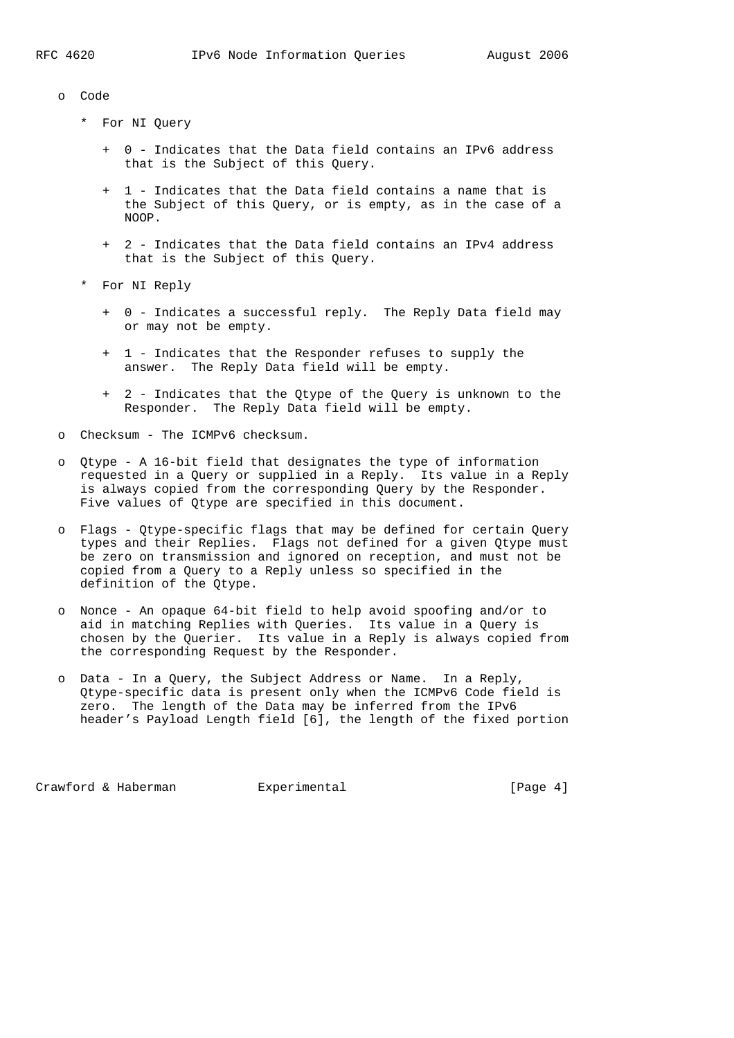- Code

  * For NI Query

    + 0 - Indicates that the Data field contains an IPv6 address that is the Subject of this Query.

    + 1 - Indicates that the Data field contains a name that is the Subject of this Query, or is empty, as in the case of a NOOP.

    + 2 - Indicates that the Data field contains an IPv4 address that is the Subject of this Query.

  * For NI Reply

    + 0 - Indicates a successful reply. The Reply Data field may or may not be empty.

    + 1 - Indicates that the Responder refuses to supply the answer. The Reply Data field will be empty.

    + 2 - Indicates that the Qtype of the Query is unknown to the Responder. The Reply Data field will be empty.

- Checksum - The ICMPv6 checksum.

- Qtype - A 16-bit field that designates the type of information requested in a Query or supplied in a Reply. Its value in a Reply is always copied from the corresponding Query by the Responder. Five values of Qtype are specified in this document.

- Flags - Qtype-specific flags that may be defined for certain Query types and their Replies. Flags not defined for a given Qtype must be zero on transmission and ignored on reception, and must not be copied from a Query to a Reply unless so specified in the definition of the Qtype.

- Nonce - An opaque 64-bit field to help avoid spoofing and/or to aid in matching Replies with Queries. Its value in a Query is chosen by the Querier. Its value in a Reply is always copied from the corresponding Request by the Responder.

- Data - In a Query, the Subject Address or Name. In a Reply, Qtype-specific data is present only when the ICMPv6 Code field is zero. The length of the Data may be inferred from the IPv6 header's Payload Length field [6], the length of the fixed portion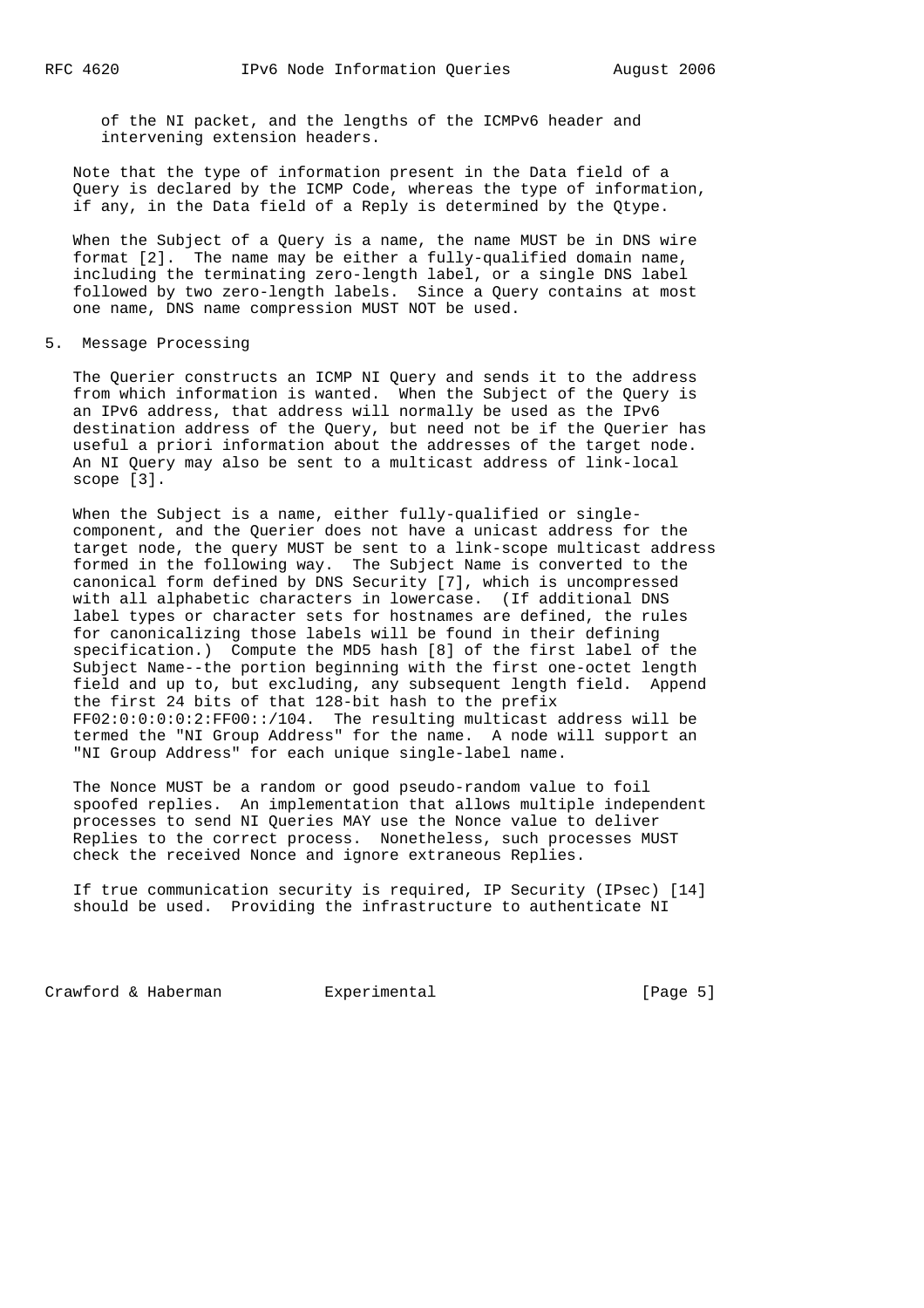of the NI packet, and the lengths of the ICMPv6 header and intervening extension headers.

Note that the type of information present in the Data field of a Query is declared by the ICMP Code, whereas the type of information, if any, in the Data field of a Reply is determined by the Qtype.

When the Subject of a Query is a name, the name MUST be in DNS wire format [2]. The name may be either a fully-qualified domain name, including the terminating zero-length label, or a single DNS label followed by two zero-length labels. Since a Query contains at most one name, DNS name compression MUST NOT be used.

## 5. Message Processing

The Querier constructs an ICMP NI Query and sends it to the address from which information is wanted. When the Subject of the Query is an IPv6 address, that address will normally be used as the IPv6 destination address of the Query, but need not be if the Querier has useful a priori information about the addresses of the target node. An NI Query may also be sent to a multicast address of link-local scope [3].

When the Subject is a name, either fully-qualified or single-component, and the Querier does not have a unicast address for the target node, the query MUST be sent to a link-scope multicast address formed in the following way. The Subject Name is converted to the canonical form defined by DNS Security [7], which is uncompressed with all alphabetic characters in lowercase. (If additional DNS label types or character sets for hostnames are defined, the rules for canonicalizing those labels will be found in their defining specification.) Compute the MD5 hash [8] of the first label of the Subject Name--the portion beginning with the first one-octet length field and up to, but excluding, any subsequent length field. Append the first 24 bits of that 128-bit hash to the prefix FF02:0:0:0:0:2:FF00::/104. The resulting multicast address will be termed the "NI Group Address" for the name. A node will support an "NI Group Address" for each unique single-label name.

The Nonce MUST be a random or good pseudo-random value to foil spoofed replies. An implementation that allows multiple independent processes to send NI Queries MAY use the Nonce value to deliver Replies to the correct process. Nonetheless, such processes MUST check the received Nonce and ignore extraneous Replies.

If true communication security is required, IP Security (IPsec) [14] should be used. Providing the infrastructure to authenticate NI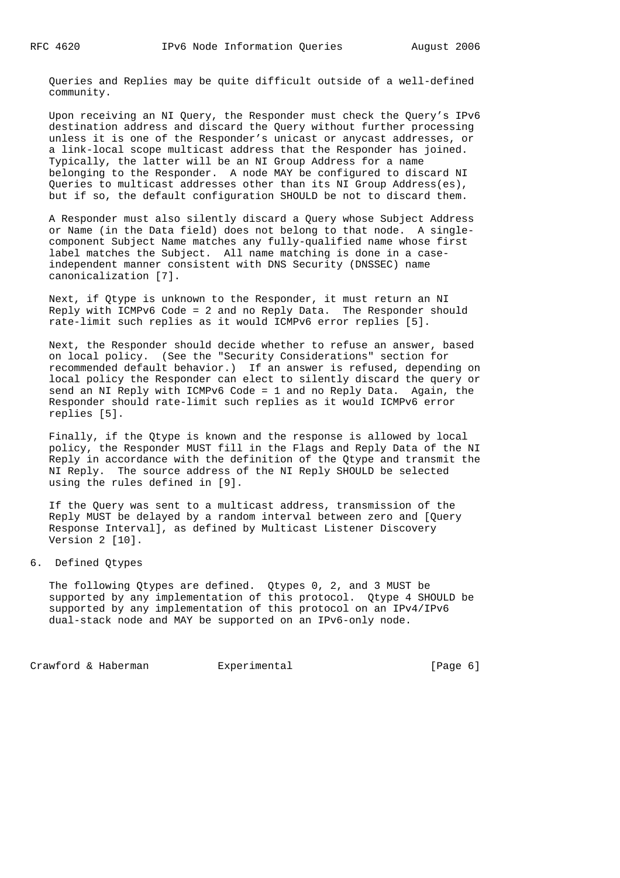Queries and Replies may be quite difficult outside of a well-defined community.

Upon receiving an NI Query, the Responder must check the Query's IPv6 destination address and discard the Query without further processing unless it is one of the Responder's unicast or anycast addresses, or a link-local scope multicast address that the Responder has joined. Typically, the latter will be an NI Group Address for a name belonging to the Responder. A node MAY be configured to discard NI Queries to multicast addresses other than its NI Group Address(es), but if so, the default configuration SHOULD be not to discard them.

A Responder must also silently discard a Query whose Subject Address or Name (in the Data field) does not belong to that node. A single-component Subject Name matches any fully-qualified name whose first label matches the Subject. All name matching is done in a case-independent manner consistent with DNS Security (DNSSEC) name canonicalization [7].

Next, if Qtype is unknown to the Responder, it must return an NI Reply with ICMPv6 Code = 2 and no Reply Data. The Responder should rate-limit such replies as it would ICMPv6 error replies [5].

Next, the Responder should decide whether to refuse an answer, based on local policy. (See the "Security Considerations" section for recommended default behavior.) If an answer is refused, depending on local policy the Responder can elect to silently discard the query or send an NI Reply with ICMPv6 Code = 1 and no Reply Data. Again, the Responder should rate-limit such replies as it would ICMPv6 error replies [5].

Finally, if the Qtype is known and the response is allowed by local policy, the Responder MUST fill in the Flags and Reply Data of the NI Reply in accordance with the definition of the Qtype and transmit the NI Reply. The source address of the NI Reply SHOULD be selected using the rules defined in [9].

If the Query was sent to a multicast address, transmission of the Reply MUST be delayed by a random interval between zero and [Query Response Interval], as defined by Multicast Listener Discovery Version 2 [10].

## 6. Defined Qtypes

The following Qtypes are defined. Qtypes 0, 2, and 3 MUST be supported by any implementation of this protocol. Qtype 4 SHOULD be supported by any implementation of this protocol on an IPv4/IPv6 dual-stack node and MAY be supported on an IPv6-only node.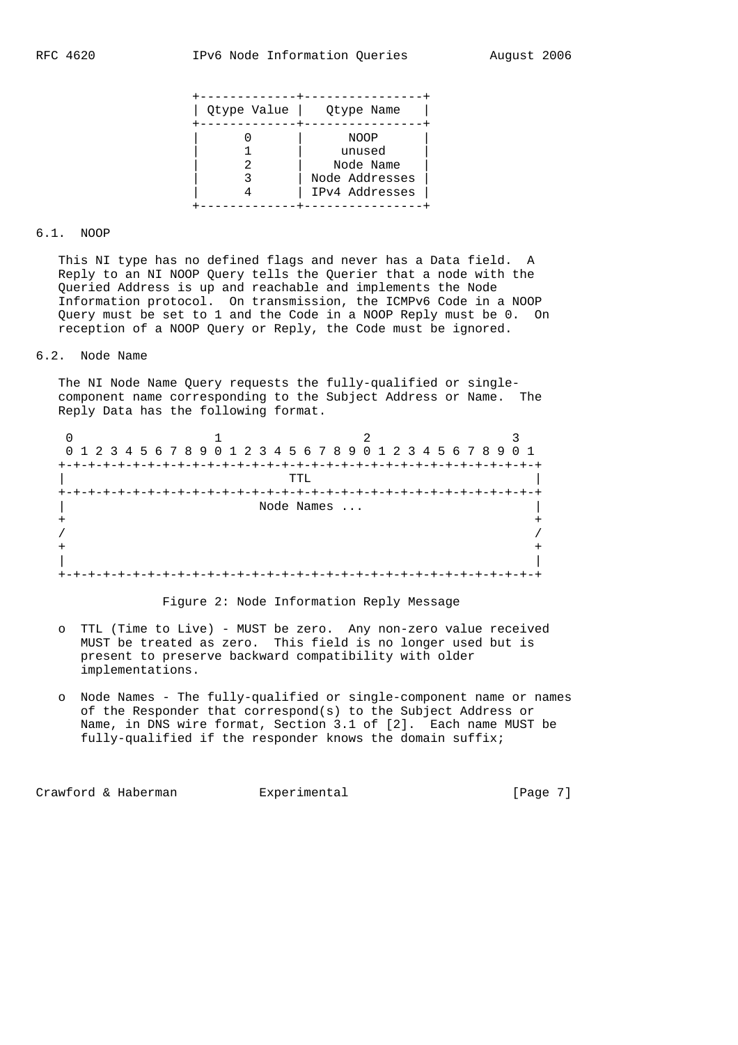| Qtype Value | Qtype Name |
|---|---|
| 0 | NOOP |
| 1 | unused |
| 2 | Node Name |
| 3 | Node Addresses |
| 4 | IPv4 Addresses |

### 6.1. NOOP

This NI type has no defined flags and never has a Data field. A Reply to an NI NOOP Query tells the Querier that a node with the Queried Address is up and reachable and implements the Node Information protocol. On transmission, the ICMPv6 Code in a NOOP Query must be set to 1 and the Code in a NOOP Reply must be 0. On reception of a NOOP Query or Reply, the Code must be ignored.

### 6.2. Node Name

The NI Node Name Query requests the fully-qualified or single-component name corresponding to the Subject Address or Name. The Reply Data has the following format.

```
 0                   1                   2                   3
 0 1 2 3 4 5 6 7 8 9 0 1 2 3 4 5 6 7 8 9 0 1 2 3 4 5 6 7 8 9 0 1
+-+-+-+-+-+-+-+-+-+-+-+-+-+-+-+-+-+-+-+-+-+-+-+-+-+-+-+-+-+-+-+-+
|                              TTL                              |
+-+-+-+-+-+-+-+-+-+-+-+-+-+-+-+-+-+-+-+-+-+-+-+-+-+-+-+-+-+-+-+-+
|                          Node Names ...                       |
+                                                               +
/                                                               /
+                                                               +
|                                                               |
+-+-+-+-+-+-+-+-+-+-+-+-+-+-+-+-+-+-+-+-+-+-+-+-+-+-+-+-+-+-+-+-+
```

Figure 2: Node Information Reply Message

- TTL (Time to Live) - MUST be zero. Any non-zero value received MUST be treated as zero. This field is no longer used but is present to preserve backward compatibility with older implementations.
- Node Names - The fully-qualified or single-component name or names of the Responder that correspond(s) to the Subject Address or Name, in DNS wire format, Section 3.1 of [2]. Each name MUST be fully-qualified if the responder knows the domain suffix;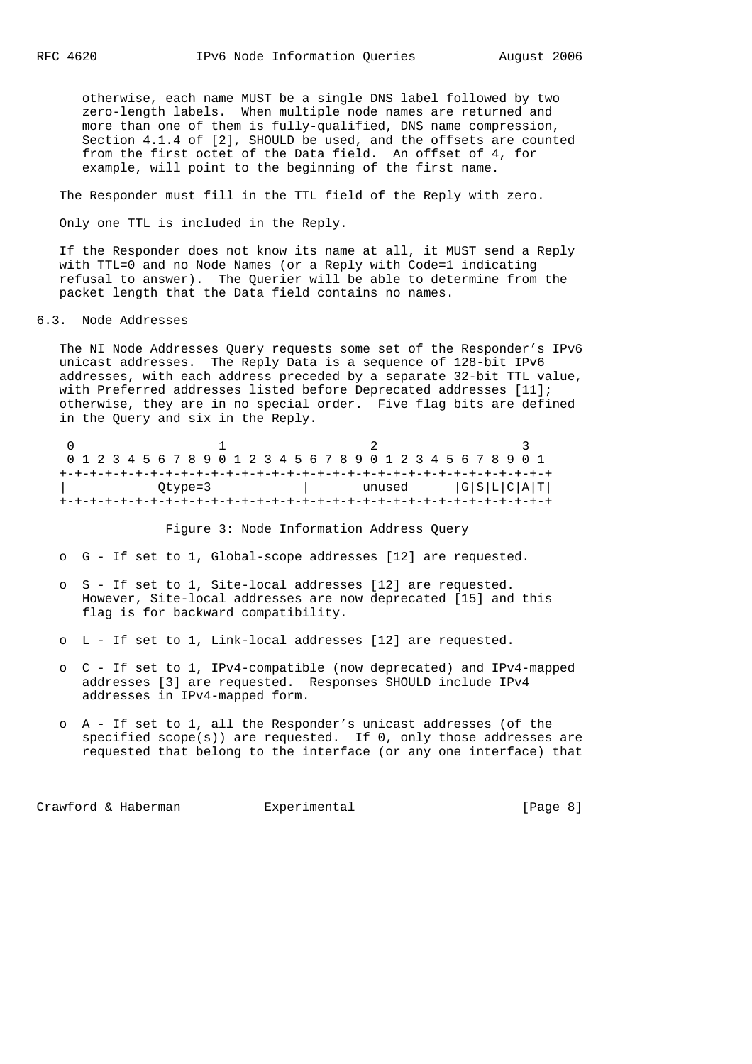otherwise, each name MUST be a single DNS label followed by two zero-length labels. When multiple node names are returned and more than one of them is fully-qualified, DNS name compression, Section 4.1.4 of [2], SHOULD be used, and the offsets are counted from the first octet of the Data field. An offset of 4, for example, will point to the beginning of the first name.

The Responder must fill in the TTL field of the Reply with zero.

Only one TTL is included in the Reply.

If the Responder does not know its name at all, it MUST send a Reply with TTL=0 and no Node Names (or a Reply with Code=1 indicating refusal to answer). The Querier will be able to determine from the packet length that the Data field contains no names.

### 6.3. Node Addresses

The NI Node Addresses Query requests some set of the Responder's IPv6 unicast addresses. The Reply Data is a sequence of 128-bit IPv6 addresses, with each address preceded by a separate 32-bit TTL value, with Preferred addresses listed before Deprecated addresses [11]; otherwise, they are in no special order. Five flag bits are defined in the Query and six in the Reply.

```
 0                   1                   2                   3
 0 1 2 3 4 5 6 7 8 9 0 1 2 3 4 5 6 7 8 9 0 1 2 3 4 5 6 7 8 9 0 1
+-+-+-+-+-+-+-+-+-+-+-+-+-+-+-+-+-+-+-+-+-+-+-+-+-+-+-+-+-+-+-+-+
|           Qtype=3             |       unused      |G|S|L|C|A|T|
+-+-+-+-+-+-+-+-+-+-+-+-+-+-+-+-+-+-+-+-+-+-+-+-+-+-+-+-+-+-+-+-+
```

Figure 3: Node Information Address Query

- G - If set to 1, Global-scope addresses [12] are requested.
- S - If set to 1, Site-local addresses [12] are requested. However, Site-local addresses are now deprecated [15] and this flag is for backward compatibility.
- L - If set to 1, Link-local addresses [12] are requested.
- C - If set to 1, IPv4-compatible (now deprecated) and IPv4-mapped addresses [3] are requested. Responses SHOULD include IPv4 addresses in IPv4-mapped form.
- A - If set to 1, all the Responder's unicast addresses (of the specified scope(s)) are requested. If 0, only those addresses are requested that belong to the interface (or any one interface) that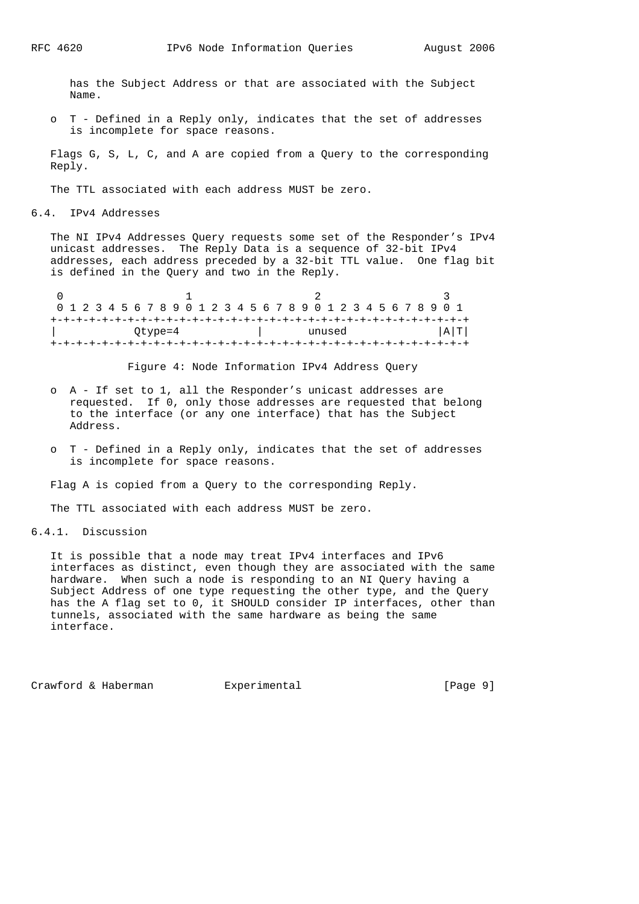has the Subject Address or that are associated with the Subject Name.

- T - Defined in a Reply only, indicates that the set of addresses is incomplete for space reasons.

Flags G, S, L, C, and A are copied from a Query to the corresponding Reply.

The TTL associated with each address MUST be zero.

## 6.4. IPv4 Addresses

The NI IPv4 Addresses Query requests some set of the Responder's IPv4 unicast addresses. The Reply Data is a sequence of 32-bit IPv4 addresses, each address preceded by a 32-bit TTL value. One flag bit is defined in the Query and two in the Reply.

```
 0                   1                   2                   3
 0 1 2 3 4 5 6 7 8 9 0 1 2 3 4 5 6 7 8 9 0 1 2 3 4 5 6 7 8 9 0 1
+-+-+-+-+-+-+-+-+-+-+-+-+-+-+-+-+-+-+-+-+-+-+-+-+-+-+-+-+-+-+-+-+
|           Qtype=4             |       unused              |A|T|
+-+-+-+-+-+-+-+-+-+-+-+-+-+-+-+-+-+-+-+-+-+-+-+-+-+-+-+-+-+-+-+-+
```

Figure 4: Node Information IPv4 Address Query

- A - If set to 1, all the Responder's unicast addresses are requested. If 0, only those addresses are requested that belong to the interface (or any one interface) that has the Subject Address.

- T - Defined in a Reply only, indicates that the set of addresses is incomplete for space reasons.

Flag A is copied from a Query to the corresponding Reply.

The TTL associated with each address MUST be zero.

### 6.4.1. Discussion

It is possible that a node may treat IPv4 interfaces and IPv6 interfaces as distinct, even though they are associated with the same hardware. When such a node is responding to an NI Query having a Subject Address of one type requesting the other type, and the Query has the A flag set to 0, it SHOULD consider IP interfaces, other than tunnels, associated with the same hardware as being the same interface.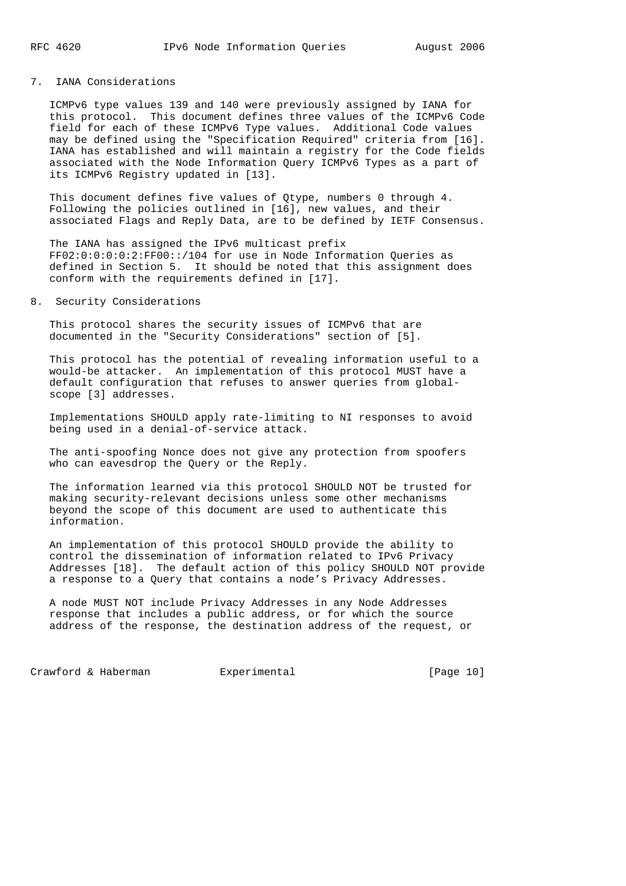## 7. IANA Considerations

ICMPv6 type values 139 and 140 were previously assigned by IANA for this protocol. This document defines three values of the ICMPv6 Code field for each of these ICMPv6 Type values. Additional Code values may be defined using the "Specification Required" criteria from [16]. IANA has established and will maintain a registry for the Code fields associated with the Node Information Query ICMPv6 Types as a part of its ICMPv6 Registry updated in [13].

This document defines five values of Qtype, numbers 0 through 4. Following the policies outlined in [16], new values, and their associated Flags and Reply Data, are to be defined by IETF Consensus.

The IANA has assigned the IPv6 multicast prefix FF02:0:0:0:0:2:FF00::/104 for use in Node Information Queries as defined in Section 5. It should be noted that this assignment does conform with the requirements defined in [17].

## 8. Security Considerations

This protocol shares the security issues of ICMPv6 that are documented in the "Security Considerations" section of [5].

This protocol has the potential of revealing information useful to a would-be attacker. An implementation of this protocol MUST have a default configuration that refuses to answer queries from global-scope [3] addresses.

Implementations SHOULD apply rate-limiting to NI responses to avoid being used in a denial-of-service attack.

The anti-spoofing Nonce does not give any protection from spoofers who can eavesdrop the Query or the Reply.

The information learned via this protocol SHOULD NOT be trusted for making security-relevant decisions unless some other mechanisms beyond the scope of this document are used to authenticate this information.

An implementation of this protocol SHOULD provide the ability to control the dissemination of information related to IPv6 Privacy Addresses [18]. The default action of this policy SHOULD NOT provide a response to a Query that contains a node's Privacy Addresses.

A node MUST NOT include Privacy Addresses in any Node Addresses response that includes a public address, or for which the source address of the response, the destination address of the request, or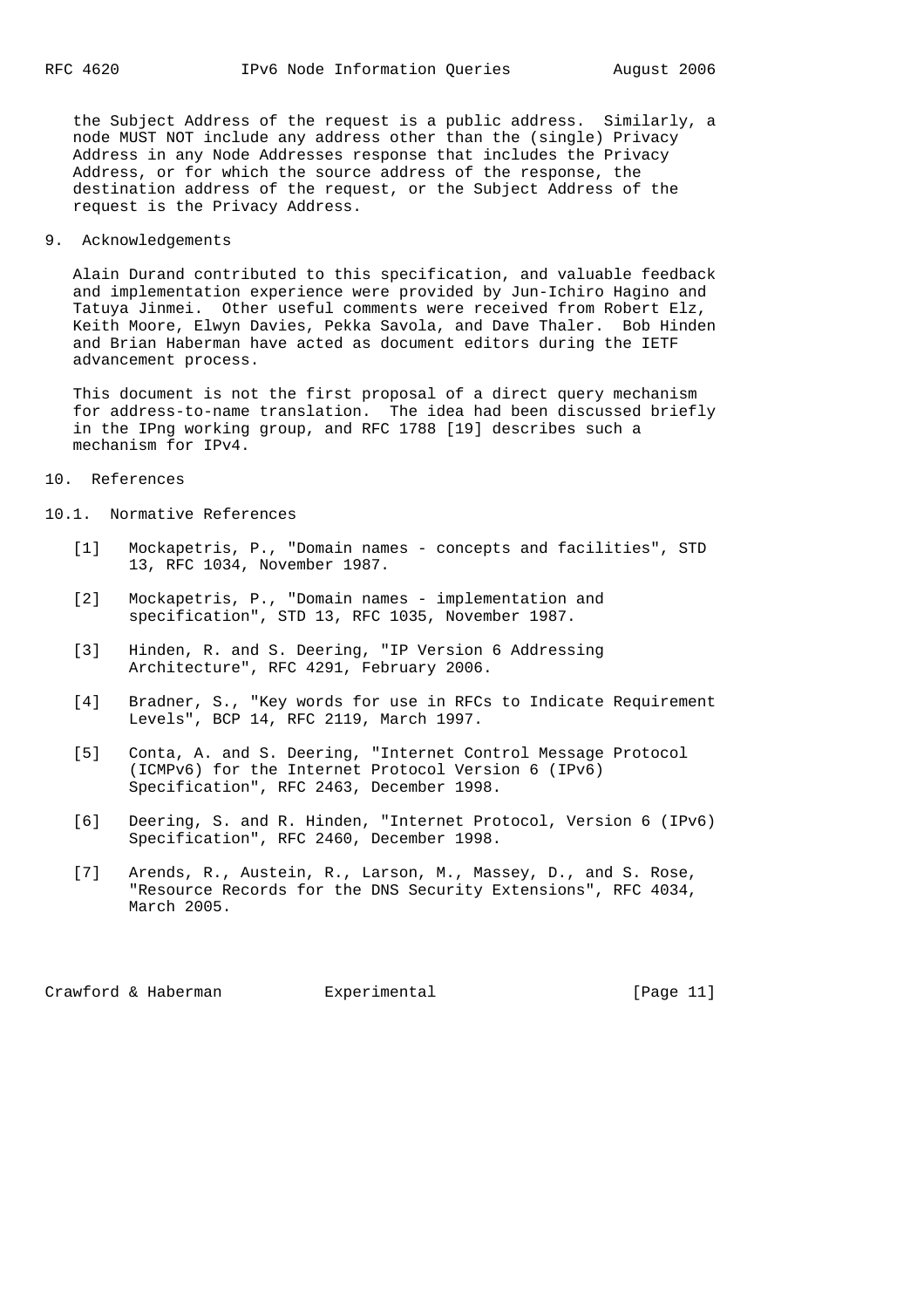the Subject Address of the request is a public address. Similarly, a node MUST NOT include any address other than the (single) Privacy Address in any Node Addresses response that includes the Privacy Address, or for which the source address of the response, the destination address of the request, or the Subject Address of the request is the Privacy Address.

## 9. Acknowledgements

Alain Durand contributed to this specification, and valuable feedback and implementation experience were provided by Jun-Ichiro Hagino and Tatuya Jinmei. Other useful comments were received from Robert Elz, Keith Moore, Elwyn Davies, Pekka Savola, and Dave Thaler. Bob Hinden and Brian Haberman have acted as document editors during the IETF advancement process.

This document is not the first proposal of a direct query mechanism for address-to-name translation. The idea had been discussed briefly in the IPng working group, and RFC 1788 [19] describes such a mechanism for IPv4.

## 10. References

### 10.1. Normative References

[1] Mockapetris, P., "Domain names - concepts and facilities", STD 13, RFC 1034, November 1987.

[2] Mockapetris, P., "Domain names - implementation and specification", STD 13, RFC 1035, November 1987.

[3] Hinden, R. and S. Deering, "IP Version 6 Addressing Architecture", RFC 4291, February 2006.

[4] Bradner, S., "Key words for use in RFCs to Indicate Requirement Levels", BCP 14, RFC 2119, March 1997.

[5] Conta, A. and S. Deering, "Internet Control Message Protocol (ICMPv6) for the Internet Protocol Version 6 (IPv6) Specification", RFC 2463, December 1998.

[6] Deering, S. and R. Hinden, "Internet Protocol, Version 6 (IPv6) Specification", RFC 2460, December 1998.

[7] Arends, R., Austein, R., Larson, M., Massey, D., and S. Rose, "Resource Records for the DNS Security Extensions", RFC 4034, March 2005.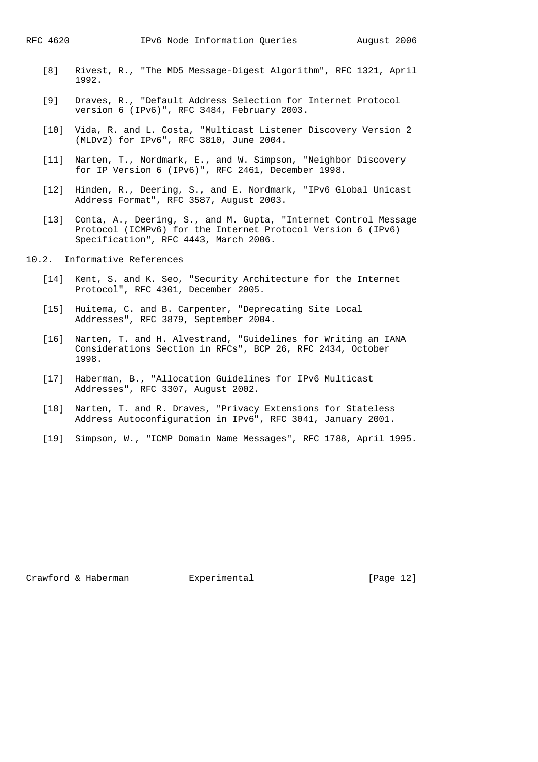[8] Rivest, R., "The MD5 Message-Digest Algorithm", RFC 1321, April 1992.

[9] Draves, R., "Default Address Selection for Internet Protocol version 6 (IPv6)", RFC 3484, February 2003.

[10] Vida, R. and L. Costa, "Multicast Listener Discovery Version 2 (MLDv2) for IPv6", RFC 3810, June 2004.

[11] Narten, T., Nordmark, E., and W. Simpson, "Neighbor Discovery for IP Version 6 (IPv6)", RFC 2461, December 1998.

[12] Hinden, R., Deering, S., and E. Nordmark, "IPv6 Global Unicast Address Format", RFC 3587, August 2003.

[13] Conta, A., Deering, S., and M. Gupta, "Internet Control Message Protocol (ICMPv6) for the Internet Protocol Version 6 (IPv6) Specification", RFC 4443, March 2006.

## 10.2. Informative References

[14] Kent, S. and K. Seo, "Security Architecture for the Internet Protocol", RFC 4301, December 2005.

[15] Huitema, C. and B. Carpenter, "Deprecating Site Local Addresses", RFC 3879, September 2004.

[16] Narten, T. and H. Alvestrand, "Guidelines for Writing an IANA Considerations Section in RFCs", BCP 26, RFC 2434, October 1998.

[17] Haberman, B., "Allocation Guidelines for IPv6 Multicast Addresses", RFC 3307, August 2002.

[18] Narten, T. and R. Draves, "Privacy Extensions for Stateless Address Autoconfiguration in IPv6", RFC 3041, January 2001.

[19] Simpson, W., "ICMP Domain Name Messages", RFC 1788, April 1995.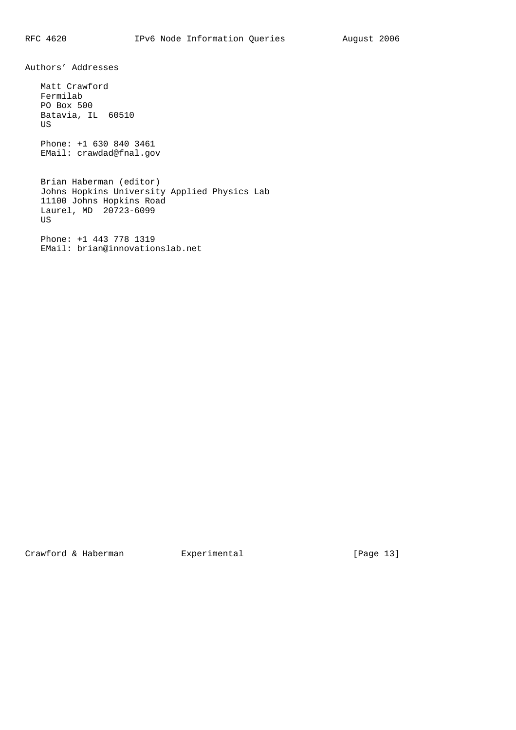## Authors' Addresses

Matt Crawford
Fermilab
PO Box 500
Batavia, IL 60510
US

Phone: +1 630 840 3461
EMail: crawdad@fnal.gov

Brian Haberman (editor)
Johns Hopkins University Applied Physics Lab
11100 Johns Hopkins Road
Laurel, MD 20723-6099
US

Phone: +1 443 778 1319
EMail: brian@innovationslab.net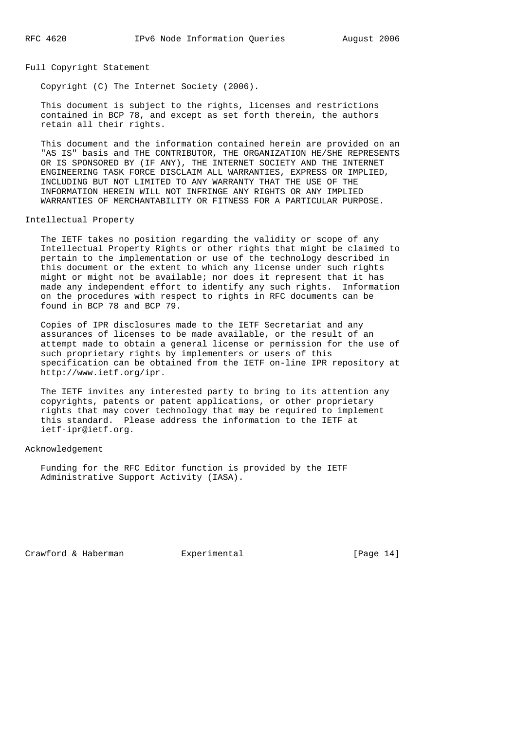## Full Copyright Statement

Copyright (C) The Internet Society (2006).

This document is subject to the rights, licenses and restrictions contained in BCP 78, and except as set forth therein, the authors retain all their rights.

This document and the information contained herein are provided on an "AS IS" basis and THE CONTRIBUTOR, THE ORGANIZATION HE/SHE REPRESENTS OR IS SPONSORED BY (IF ANY), THE INTERNET SOCIETY AND THE INTERNET ENGINEERING TASK FORCE DISCLAIM ALL WARRANTIES, EXPRESS OR IMPLIED, INCLUDING BUT NOT LIMITED TO ANY WARRANTY THAT THE USE OF THE INFORMATION HEREIN WILL NOT INFRINGE ANY RIGHTS OR ANY IMPLIED WARRANTIES OF MERCHANTABILITY OR FITNESS FOR A PARTICULAR PURPOSE.

## Intellectual Property

The IETF takes no position regarding the validity or scope of any Intellectual Property Rights or other rights that might be claimed to pertain to the implementation or use of the technology described in this document or the extent to which any license under such rights might or might not be available; nor does it represent that it has made any independent effort to identify any such rights. Information on the procedures with respect to rights in RFC documents can be found in BCP 78 and BCP 79.

Copies of IPR disclosures made to the IETF Secretariat and any assurances of licenses to be made available, or the result of an attempt made to obtain a general license or permission for the use of such proprietary rights by implementers or users of this specification can be obtained from the IETF on-line IPR repository at http://www.ietf.org/ipr.

The IETF invites any interested party to bring to its attention any copyrights, patents or patent applications, or other proprietary rights that may cover technology that may be required to implement this standard. Please address the information to the IETF at ietf-ipr@ietf.org.

## Acknowledgement

Funding for the RFC Editor function is provided by the IETF Administrative Support Activity (IASA).